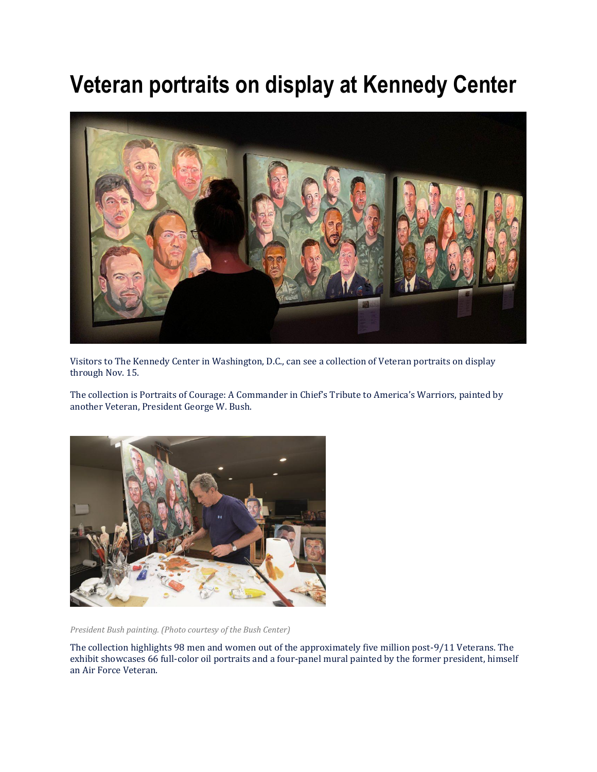# Veteran portraits on display at Kennedy Center

Visitors to The Kennedy Center in Washington, D.C., can see a collection of Veteran portraits on display through Nov. 15.

The collection is Portraits of Courage: A Commander in Chief's Tribute to America's Warriors, painted by another Veteran, President George W. Bush.

*President Bush painting. (Photo courtesy of the Bush Center)*

The collection highlights 98 men and women out of the approximately five million post-9/11 Veterans. The exhibit showcases 66 full-color oil portraits and a four-panel mural painted by the former president, himself an Air Force Veteran.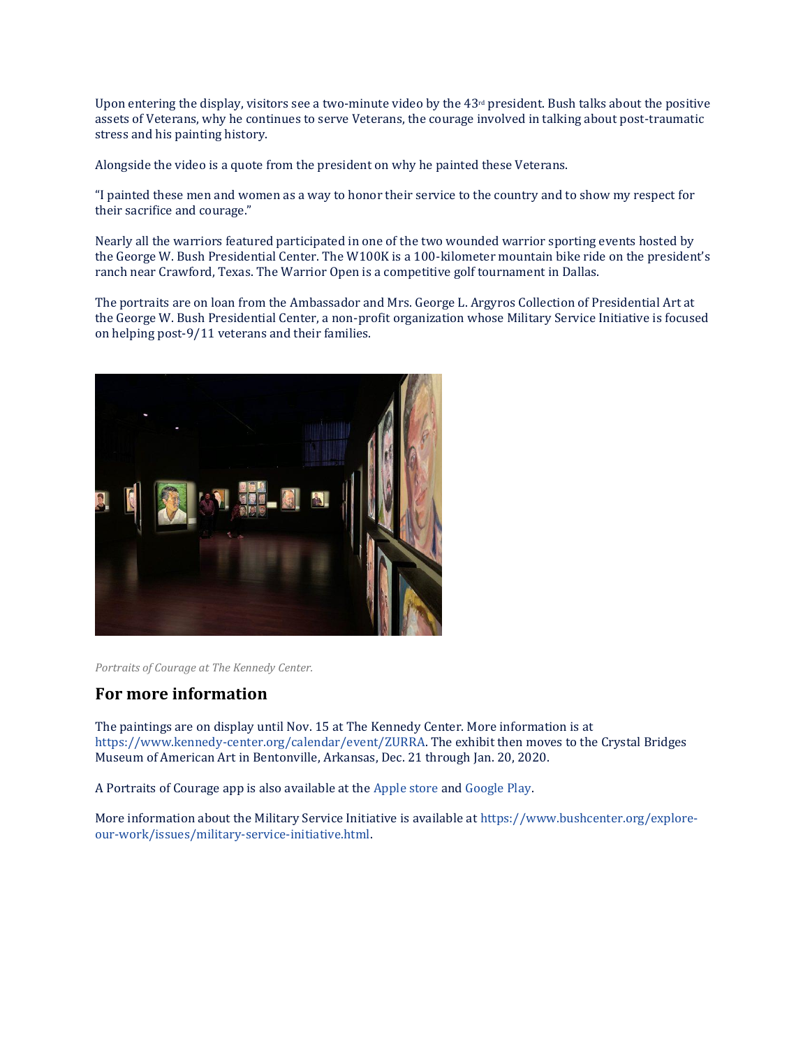Upon entering the display, visitors see a two-minute video by the 43rd president. Bush talks about the positive assets of Veterans, why he continues to serve Veterans, the courage involved in talking about post-traumatic stress and his painting history.

Alongside the video is a quote from the president on why he painted these Veterans.

"I painted these men and women as a way to honor their service to the country and to show my respect for their sacrifice and courage."

Nearly all the warriors featured participated in one of the two wounded warrior sporting events hosted by the George W. Bush Presidential Center. The W100K is a 100-kilometer mountain bike ride on the president's ranch near Crawford, Texas. The Warrior Open is a competitive golf tournament in Dallas.

The portraits are on loan from the Ambassador and Mrs. George L. Argyros Collection of Presidential Art at the George W. Bush Presidential Center, a non-profit organization whose Military Service Initiative is focused on helping post-9/11 veterans and their families.

*Portraits of Courage at The Kennedy Center.*

## For more information

The paintings are on display until Nov. 15 at The Kennedy Center. More information is at https://www.kennedy-center.org/calendar/event/ZURRA. The exhibit then moves to the Crystal Bridges Museum of American Art in Bentonville, Arkansas, Dec. 21 through Jan. 20, 2020.

A Portraits of Courage app is also available at the Apple store and Google Play.

More information about the Military Service Initiative is available at https://www.bushcenter.org/explore-our-work/issues/military-service-initiative.html.